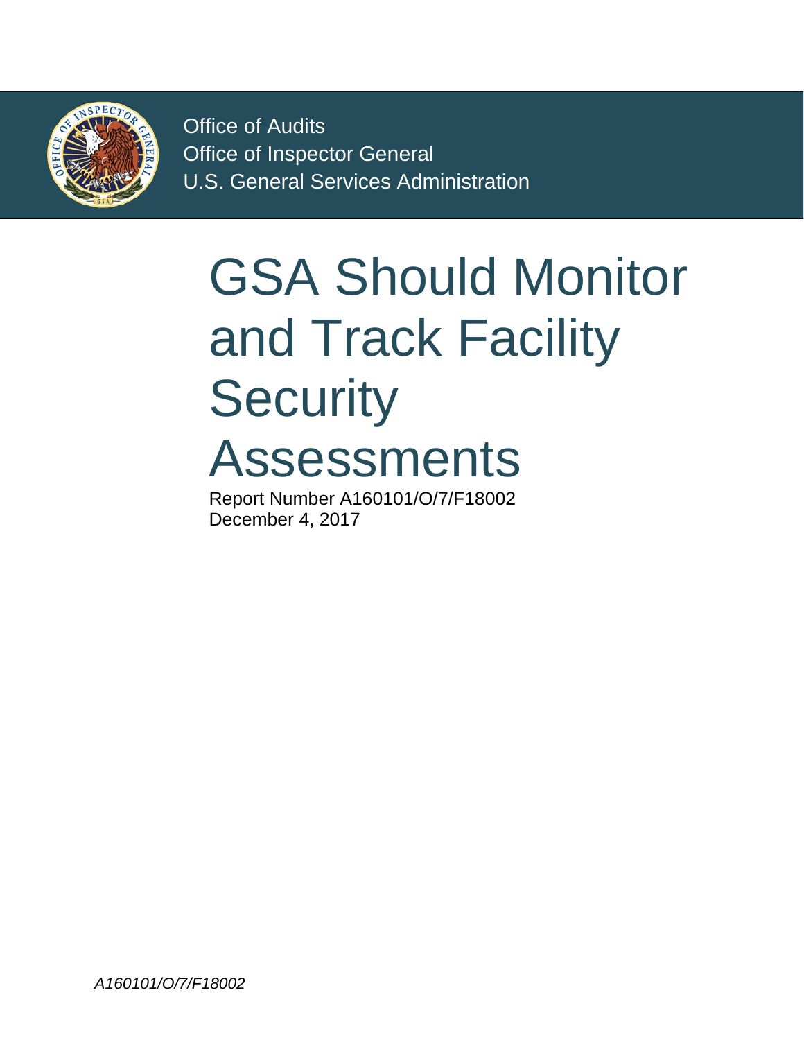Office of Audits
Office of Inspector General
U.S. General Services Administration

# GSA Should Monitor and Track Facility Security Assessments

Report Number A160101/O/7/F18002
December 4, 2017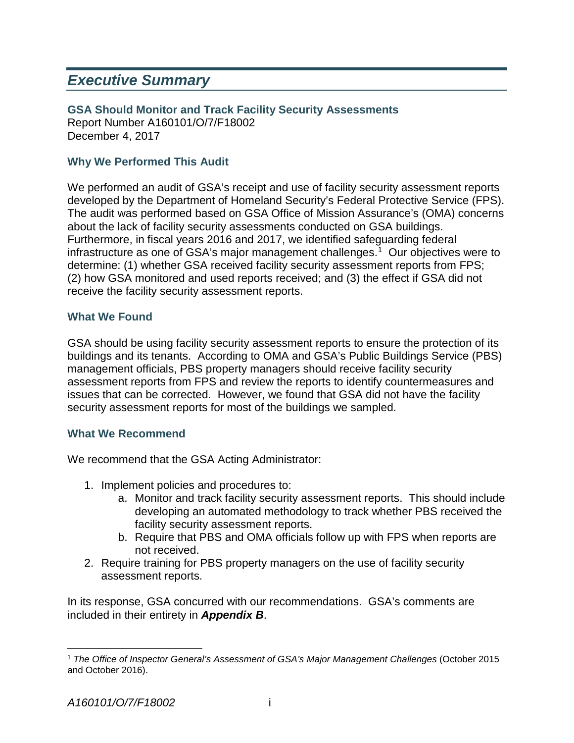# *Executive Summary*

**GSA Should Monitor and Track Facility Security Assessments**
Report Number A160101/O/7/F18002
December 4, 2017

### Why We Performed This Audit

We performed an audit of GSA's receipt and use of facility security assessment reports developed by the Department of Homeland Security's Federal Protective Service (FPS). The audit was performed based on GSA Office of Mission Assurance's (OMA) concerns about the lack of facility security assessments conducted on GSA buildings. Furthermore, in fiscal years 2016 and 2017, we identified safeguarding federal infrastructure as one of GSA's major management challenges.[1] Our objectives were to determine: (1) whether GSA received facility security assessment reports from FPS; (2) how GSA monitored and used reports received; and (3) the effect if GSA did not receive the facility security assessment reports.

### What We Found

GSA should be using facility security assessment reports to ensure the protection of its buildings and its tenants. According to OMA and GSA's Public Buildings Service (PBS) management officials, PBS property managers should receive facility security assessment reports from FPS and review the reports to identify countermeasures and issues that can be corrected. However, we found that GSA did not have the facility security assessment reports for most of the buildings we sampled.

### What We Recommend

We recommend that the GSA Acting Administrator:

1. Implement policies and procedures to:
   a. Monitor and track facility security assessment reports. This should include developing an automated methodology to track whether PBS received the facility security assessment reports.
   b. Require that PBS and OMA officials follow up with FPS when reports are not received.
2. Require training for PBS property managers on the use of facility security assessment reports.

In its response, GSA concurred with our recommendations. GSA's comments are included in their entirety in ***Appendix B***.

[1] *The Office of Inspector General's Assessment of GSA's Major Management Challenges* (October 2015 and October 2016).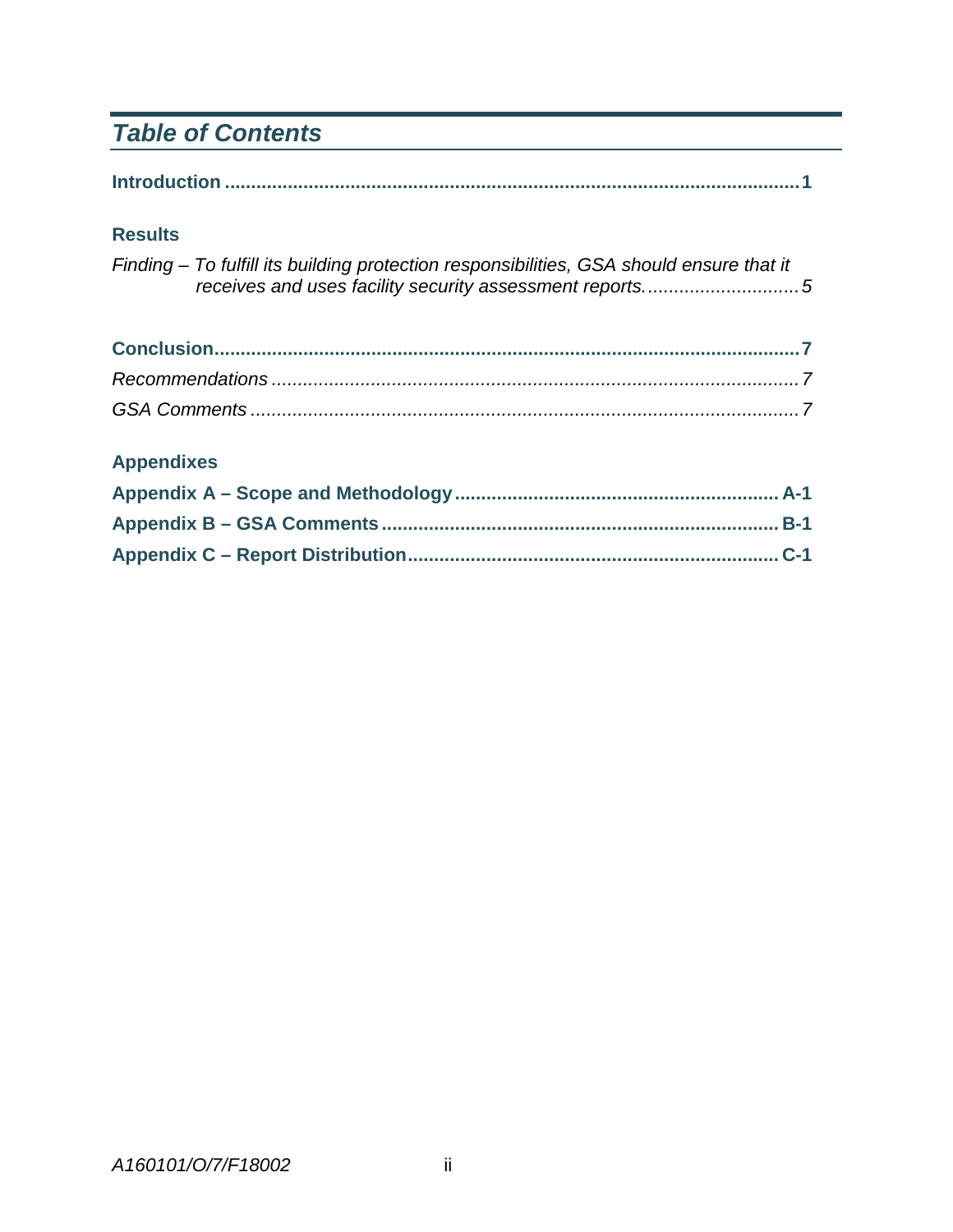# *Table of Contents*

**Introduction** .............................................................................................................. **1**

**Results**

*Finding – To fulfill its building protection responsibilities, GSA should ensure that it receives and uses facility security assessment reports.* ............................ *5*

**Conclusion** .................................................................................................................. **7**

*Recommendations* ...................................................................................................... *7*

*GSA Comments* ........................................................................................................... *7*

**Appendixes**

**Appendix A – Scope and Methodology** ............................................................. **A-1**

**Appendix B – GSA Comments** ........................................................................... **B-1**

**Appendix C – Report Distribution** ...................................................................... **C-1**

*A160101/O/7/F18002*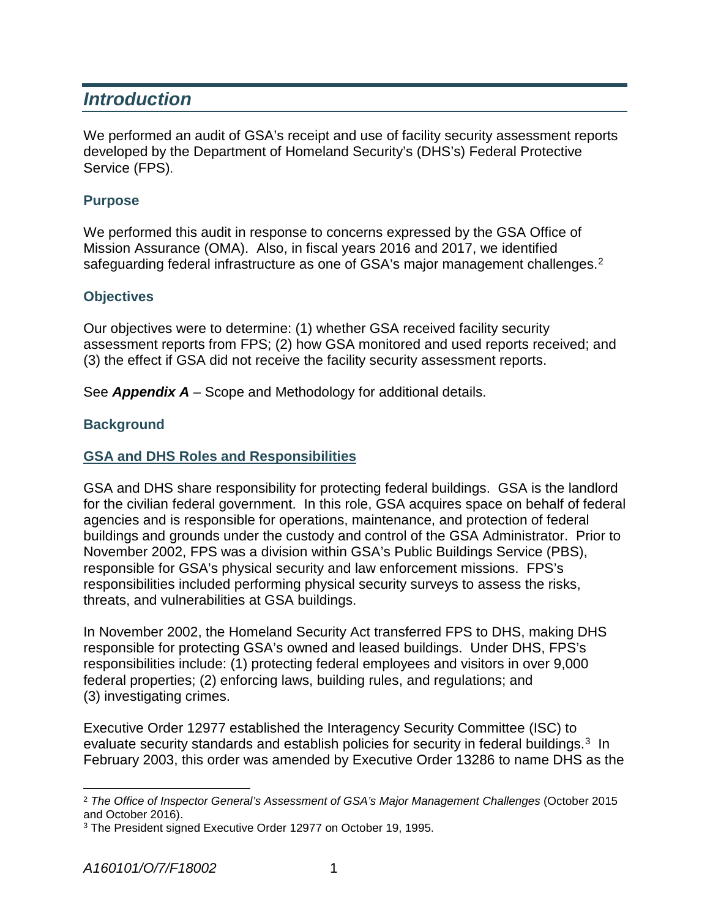# *Introduction*

We performed an audit of GSA's receipt and use of facility security assessment reports developed by the Department of Homeland Security's (DHS's) Federal Protective Service (FPS).

## Purpose

We performed this audit in response to concerns expressed by the GSA Office of Mission Assurance (OMA). Also, in fiscal years 2016 and 2017, we identified safeguarding federal infrastructure as one of GSA's major management challenges.[2]

## Objectives

Our objectives were to determine: (1) whether GSA received facility security assessment reports from FPS; (2) how GSA monitored and used reports received; and (3) the effect if GSA did not receive the facility security assessment reports.

See ***Appendix A*** – Scope and Methodology for additional details.

## Background

### GSA and DHS Roles and Responsibilities

GSA and DHS share responsibility for protecting federal buildings. GSA is the landlord for the civilian federal government. In this role, GSA acquires space on behalf of federal agencies and is responsible for operations, maintenance, and protection of federal buildings and grounds under the custody and control of the GSA Administrator. Prior to November 2002, FPS was a division within GSA's Public Buildings Service (PBS), responsible for GSA's physical security and law enforcement missions. FPS's responsibilities included performing physical security surveys to assess the risks, threats, and vulnerabilities at GSA buildings.

In November 2002, the Homeland Security Act transferred FPS to DHS, making DHS responsible for protecting GSA's owned and leased buildings. Under DHS, FPS's responsibilities include: (1) protecting federal employees and visitors in over 9,000 federal properties; (2) enforcing laws, building rules, and regulations; and (3) investigating crimes.

Executive Order 12977 established the Interagency Security Committee (ISC) to evaluate security standards and establish policies for security in federal buildings.[3] In February 2003, this order was amended by Executive Order 13286 to name DHS as the

---

[2] *The Office of Inspector General's Assessment of GSA's Major Management Challenges* (October 2015 and October 2016).

[3] The President signed Executive Order 12977 on October 19, 1995.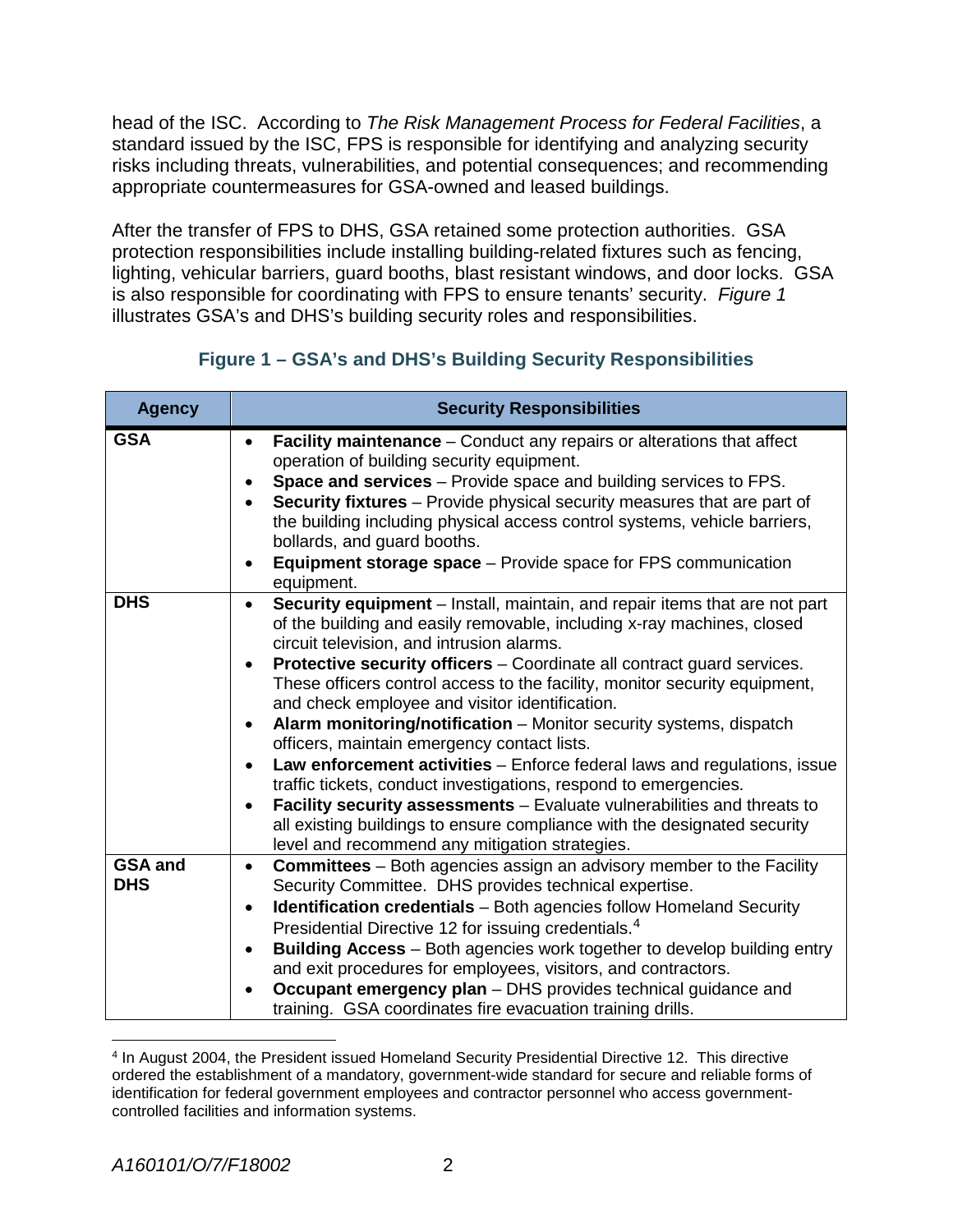head of the ISC. According to *The Risk Management Process for Federal Facilities*, a standard issued by the ISC, FPS is responsible for identifying and analyzing security risks including threats, vulnerabilities, and potential consequences; and recommending appropriate countermeasures for GSA-owned and leased buildings.

After the transfer of FPS to DHS, GSA retained some protection authorities. GSA protection responsibilities include installing building-related fixtures such as fencing, lighting, vehicular barriers, guard booths, blast resistant windows, and door locks. GSA is also responsible for coordinating with FPS to ensure tenants' security. *Figure 1* illustrates GSA's and DHS's building security roles and responsibilities.

**Figure 1 – GSA's and DHS's Building Security Responsibilities**

| Agency | Security Responsibilities |
|---|---|
| **GSA** | • **Facility maintenance** – Conduct any repairs or alterations that affect operation of building security equipment.<br>• **Space and services** – Provide space and building services to FPS.<br>• **Security fixtures** – Provide physical security measures that are part of the building including physical access control systems, vehicle barriers, bollards, and guard booths.<br>• **Equipment storage space** – Provide space for FPS communication equipment. |
| **DHS** | • **Security equipment** – Install, maintain, and repair items that are not part of the building and easily removable, including x-ray machines, closed circuit television, and intrusion alarms.<br>• **Protective security officers** – Coordinate all contract guard services. These officers control access to the facility, monitor security equipment, and check employee and visitor identification.<br>• **Alarm monitoring/notification** – Monitor security systems, dispatch officers, maintain emergency contact lists.<br>• **Law enforcement activities** – Enforce federal laws and regulations, issue traffic tickets, conduct investigations, respond to emergencies.<br>• **Facility security assessments** – Evaluate vulnerabilities and threats to all existing buildings to ensure compliance with the designated security level and recommend any mitigation strategies. |
| **GSA and DHS** | • **Committees** – Both agencies assign an advisory member to the Facility Security Committee. DHS provides technical expertise.<br>• **Identification credentials** – Both agencies follow Homeland Security Presidential Directive 12 for issuing credentials.[4]<br>• **Building Access** – Both agencies work together to develop building entry and exit procedures for employees, visitors, and contractors.<br>• **Occupant emergency plan** – DHS provides technical guidance and training. GSA coordinates fire evacuation training drills. |

[4] In August 2004, the President issued Homeland Security Presidential Directive 12. This directive ordered the establishment of a mandatory, government-wide standard for secure and reliable forms of identification for federal government employees and contractor personnel who access government-controlled facilities and information systems.

*A160101/O/7/F18002*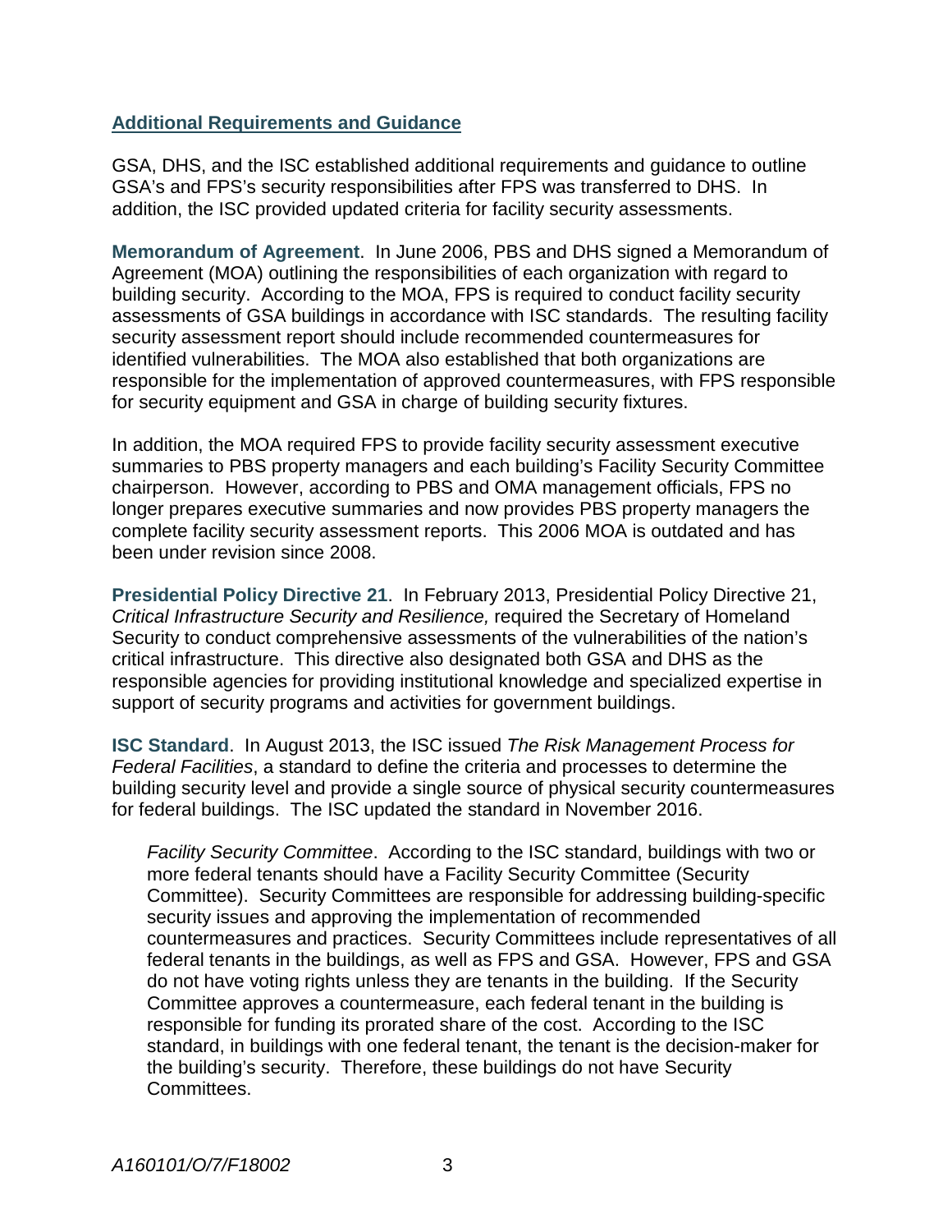## Additional Requirements and Guidance

GSA, DHS, and the ISC established additional requirements and guidance to outline GSA's and FPS's security responsibilities after FPS was transferred to DHS. In addition, the ISC provided updated criteria for facility security assessments.

**Memorandum of Agreement**. In June 2006, PBS and DHS signed a Memorandum of Agreement (MOA) outlining the responsibilities of each organization with regard to building security. According to the MOA, FPS is required to conduct facility security assessments of GSA buildings in accordance with ISC standards. The resulting facility security assessment report should include recommended countermeasures for identified vulnerabilities. The MOA also established that both organizations are responsible for the implementation of approved countermeasures, with FPS responsible for security equipment and GSA in charge of building security fixtures.

In addition, the MOA required FPS to provide facility security assessment executive summaries to PBS property managers and each building's Facility Security Committee chairperson. However, according to PBS and OMA management officials, FPS no longer prepares executive summaries and now provides PBS property managers the complete facility security assessment reports. This 2006 MOA is outdated and has been under revision since 2008.

**Presidential Policy Directive 21**. In February 2013, Presidential Policy Directive 21, *Critical Infrastructure Security and Resilience,* required the Secretary of Homeland Security to conduct comprehensive assessments of the vulnerabilities of the nation's critical infrastructure. This directive also designated both GSA and DHS as the responsible agencies for providing institutional knowledge and specialized expertise in support of security programs and activities for government buildings.

**ISC Standard**. In August 2013, the ISC issued *The Risk Management Process for Federal Facilities*, a standard to define the criteria and processes to determine the building security level and provide a single source of physical security countermeasures for federal buildings. The ISC updated the standard in November 2016.

*Facility Security Committee*. According to the ISC standard, buildings with two or more federal tenants should have a Facility Security Committee (Security Committee). Security Committees are responsible for addressing building-specific security issues and approving the implementation of recommended countermeasures and practices. Security Committees include representatives of all federal tenants in the buildings, as well as FPS and GSA. However, FPS and GSA do not have voting rights unless they are tenants in the building. If the Security Committee approves a countermeasure, each federal tenant in the building is responsible for funding its prorated share of the cost. According to the ISC standard, in buildings with one federal tenant, the tenant is the decision-maker for the building's security. Therefore, these buildings do not have Security Committees.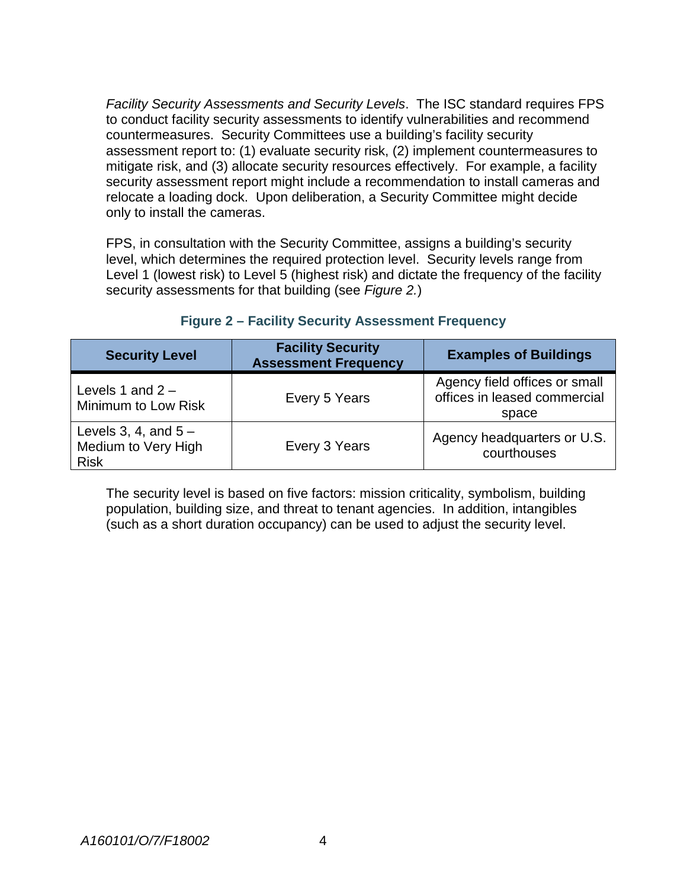*Facility Security Assessments and Security Levels*. The ISC standard requires FPS to conduct facility security assessments to identify vulnerabilities and recommend countermeasures. Security Committees use a building's facility security assessment report to: (1) evaluate security risk, (2) implement countermeasures to mitigate risk, and (3) allocate security resources effectively. For example, a facility security assessment report might include a recommendation to install cameras and relocate a loading dock. Upon deliberation, a Security Committee might decide only to install the cameras.

FPS, in consultation with the Security Committee, assigns a building's security level, which determines the required protection level. Security levels range from Level 1 (lowest risk) to Level 5 (highest risk) and dictate the frequency of the facility security assessments for that building (see *Figure 2.*)

**Figure 2 – Facility Security Assessment Frequency**

| Security Level | Facility Security Assessment Frequency | Examples of Buildings |
|---|---|---|
| Levels 1 and 2 – Minimum to Low Risk | Every 5 Years | Agency field offices or small offices in leased commercial space |
| Levels 3, 4, and 5 – Medium to Very High Risk | Every 3 Years | Agency headquarters or U.S. courthouses |

The security level is based on five factors: mission criticality, symbolism, building population, building size, and threat to tenant agencies. In addition, intangibles (such as a short duration occupancy) can be used to adjust the security level.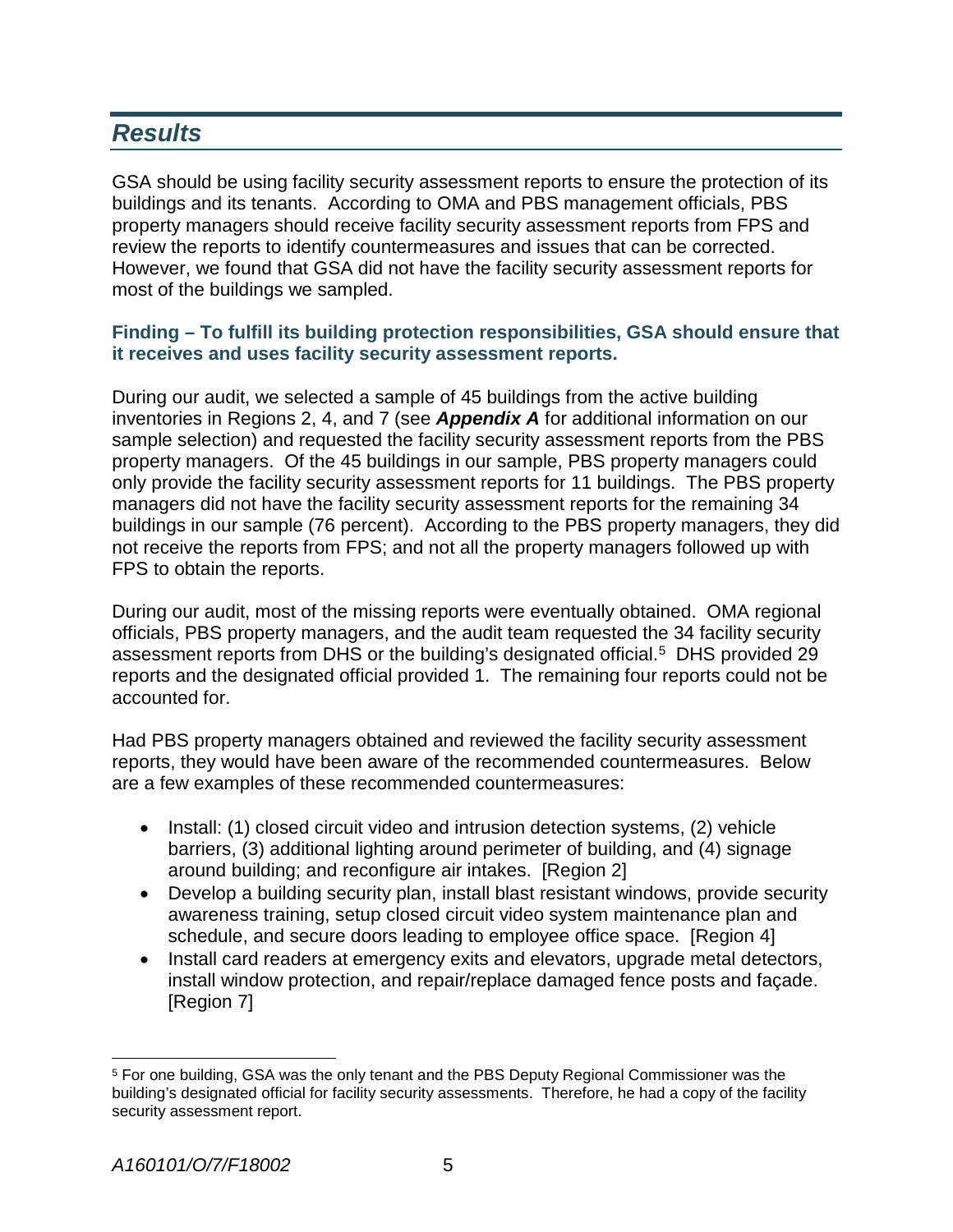## *Results*

GSA should be using facility security assessment reports to ensure the protection of its buildings and its tenants. According to OMA and PBS management officials, PBS property managers should receive facility security assessment reports from FPS and review the reports to identify countermeasures and issues that can be corrected. However, we found that GSA did not have the facility security assessment reports for most of the buildings we sampled.

### Finding – To fulfill its building protection responsibilities, GSA should ensure that it receives and uses facility security assessment reports.

During our audit, we selected a sample of 45 buildings from the active building inventories in Regions 2, 4, and 7 (see ***Appendix A*** for additional information on our sample selection) and requested the facility security assessment reports from the PBS property managers. Of the 45 buildings in our sample, PBS property managers could only provide the facility security assessment reports for 11 buildings. The PBS property managers did not have the facility security assessment reports for the remaining 34 buildings in our sample (76 percent). According to the PBS property managers, they did not receive the reports from FPS; and not all the property managers followed up with FPS to obtain the reports.

During our audit, most of the missing reports were eventually obtained. OMA regional officials, PBS property managers, and the audit team requested the 34 facility security assessment reports from DHS or the building's designated official.[5] DHS provided 29 reports and the designated official provided 1. The remaining four reports could not be accounted for.

Had PBS property managers obtained and reviewed the facility security assessment reports, they would have been aware of the recommended countermeasures. Below are a few examples of these recommended countermeasures:

- Install: (1) closed circuit video and intrusion detection systems, (2) vehicle barriers, (3) additional lighting around perimeter of building, and (4) signage around building; and reconfigure air intakes. [Region 2]
- Develop a building security plan, install blast resistant windows, provide security awareness training, setup closed circuit video system maintenance plan and schedule, and secure doors leading to employee office space. [Region 4]
- Install card readers at emergency exits and elevators, upgrade metal detectors, install window protection, and repair/replace damaged fence posts and façade. [Region 7]

---

[5] For one building, GSA was the only tenant and the PBS Deputy Regional Commissioner was the building's designated official for facility security assessments. Therefore, he had a copy of the facility security assessment report.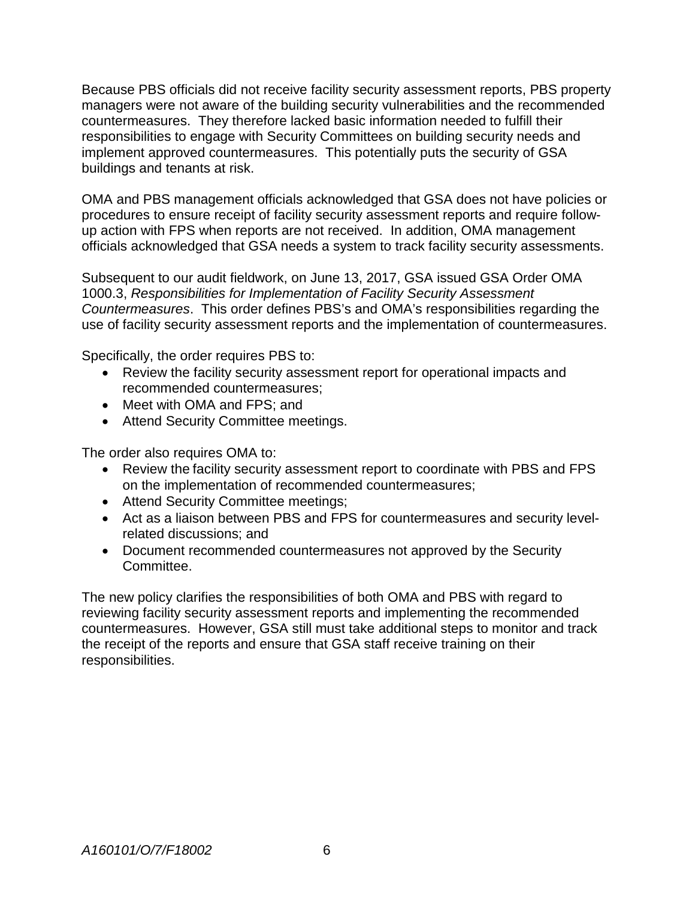Because PBS officials did not receive facility security assessment reports, PBS property managers were not aware of the building security vulnerabilities and the recommended countermeasures. They therefore lacked basic information needed to fulfill their responsibilities to engage with Security Committees on building security needs and implement approved countermeasures. This potentially puts the security of GSA buildings and tenants at risk.

OMA and PBS management officials acknowledged that GSA does not have policies or procedures to ensure receipt of facility security assessment reports and require follow-up action with FPS when reports are not received. In addition, OMA management officials acknowledged that GSA needs a system to track facility security assessments.

Subsequent to our audit fieldwork, on June 13, 2017, GSA issued GSA Order OMA 1000.3, *Responsibilities for Implementation of Facility Security Assessment Countermeasures*. This order defines PBS's and OMA's responsibilities regarding the use of facility security assessment reports and the implementation of countermeasures.

Specifically, the order requires PBS to:

- Review the facility security assessment report for operational impacts and recommended countermeasures;
- Meet with OMA and FPS; and
- Attend Security Committee meetings.

The order also requires OMA to:

- Review the facility security assessment report to coordinate with PBS and FPS on the implementation of recommended countermeasures;
- Attend Security Committee meetings;
- Act as a liaison between PBS and FPS for countermeasures and security level-related discussions; and
- Document recommended countermeasures not approved by the Security Committee.

The new policy clarifies the responsibilities of both OMA and PBS with regard to reviewing facility security assessment reports and implementing the recommended countermeasures. However, GSA still must take additional steps to monitor and track the receipt of the reports and ensure that GSA staff receive training on their responsibilities.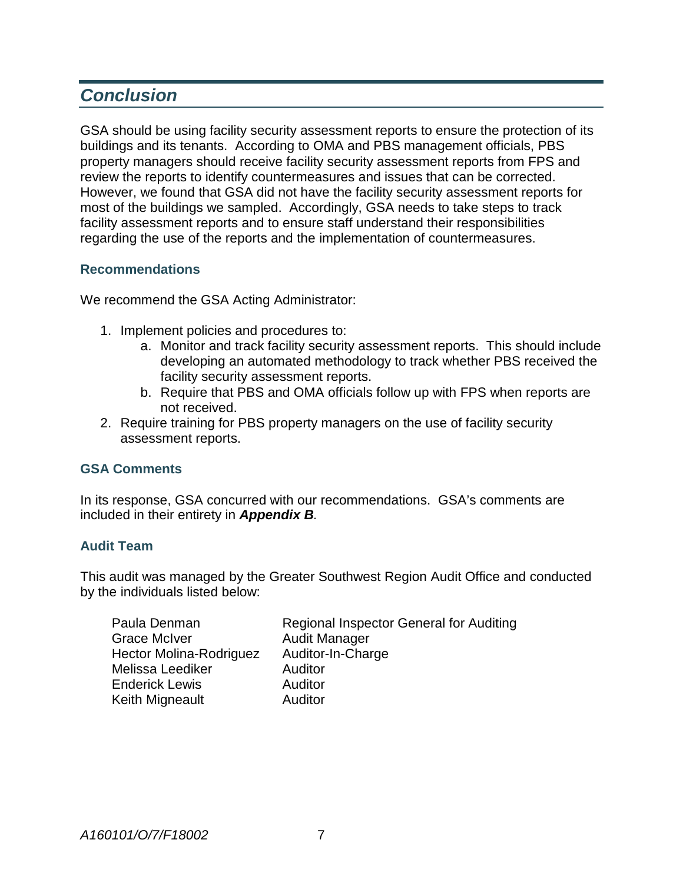## *Conclusion*

GSA should be using facility security assessment reports to ensure the protection of its buildings and its tenants. According to OMA and PBS management officials, PBS property managers should receive facility security assessment reports from FPS and review the reports to identify countermeasures and issues that can be corrected. However, we found that GSA did not have the facility security assessment reports for most of the buildings we sampled. Accordingly, GSA needs to take steps to track facility assessment reports and to ensure staff understand their responsibilities regarding the use of the reports and the implementation of countermeasures.

### Recommendations

We recommend the GSA Acting Administrator:

1. Implement policies and procedures to:
   a. Monitor and track facility security assessment reports. This should include developing an automated methodology to track whether PBS received the facility security assessment reports.
   b. Require that PBS and OMA officials follow up with FPS when reports are not received.
2. Require training for PBS property managers on the use of facility security assessment reports.

### GSA Comments

In its response, GSA concurred with our recommendations. GSA's comments are included in their entirety in ***Appendix B***.

### Audit Team

This audit was managed by the Greater Southwest Region Audit Office and conducted by the individuals listed below:

| | |
|---|---|
| Paula Denman | Regional Inspector General for Auditing |
| Grace McIver | Audit Manager |
| Hector Molina-Rodriguez | Auditor-In-Charge |
| Melissa Leediker | Auditor |
| Enderick Lewis | Auditor |
| Keith Migneault | Auditor |

*A160101/O/7/F18002*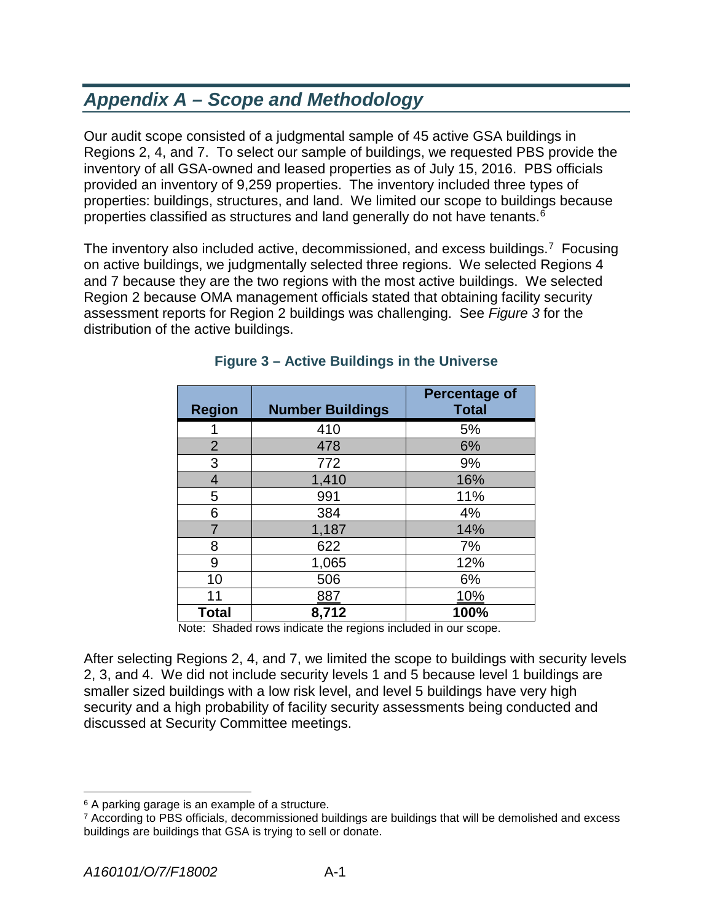## *Appendix A – Scope and Methodology*

Our audit scope consisted of a judgmental sample of 45 active GSA buildings in Regions 2, 4, and 7. To select our sample of buildings, we requested PBS provide the inventory of all GSA-owned and leased properties as of July 15, 2016. PBS officials provided an inventory of 9,259 properties. The inventory included three types of properties: buildings, structures, and land. We limited our scope to buildings because properties classified as structures and land generally do not have tenants.[6]

The inventory also included active, decommissioned, and excess buildings.[7] Focusing on active buildings, we judgmentally selected three regions. We selected Regions 4 and 7 because they are the two regions with the most active buildings. We selected Region 2 because OMA management officials stated that obtaining facility security assessment reports for Region 2 buildings was challenging. See *Figure 3* for the distribution of the active buildings.

**Figure 3 – Active Buildings in the Universe**

| Region | Number Buildings | Percentage of Total |
|---|---|---|
| 1 | 410 | 5% |
| 2 | 478 | 6% |
| 3 | 772 | 9% |
| 4 | 1,410 | 16% |
| 5 | 991 | 11% |
| 6 | 384 | 4% |
| 7 | 1,187 | 14% |
| 8 | 622 | 7% |
| 9 | 1,065 | 12% |
| 10 | 506 | 6% |
| 11 | 887 | 10% |
| **Total** | **8,712** | **100%** |

Note: Shaded rows indicate the regions included in our scope.

After selecting Regions 2, 4, and 7, we limited the scope to buildings with security levels 2, 3, and 4. We did not include security levels 1 and 5 because level 1 buildings are smaller sized buildings with a low risk level, and level 5 buildings have very high security and a high probability of facility security assessments being conducted and discussed at Security Committee meetings.

---

[6] A parking garage is an example of a structure.

[7] According to PBS officials, decommissioned buildings are buildings that will be demolished and excess buildings are buildings that GSA is trying to sell or donate.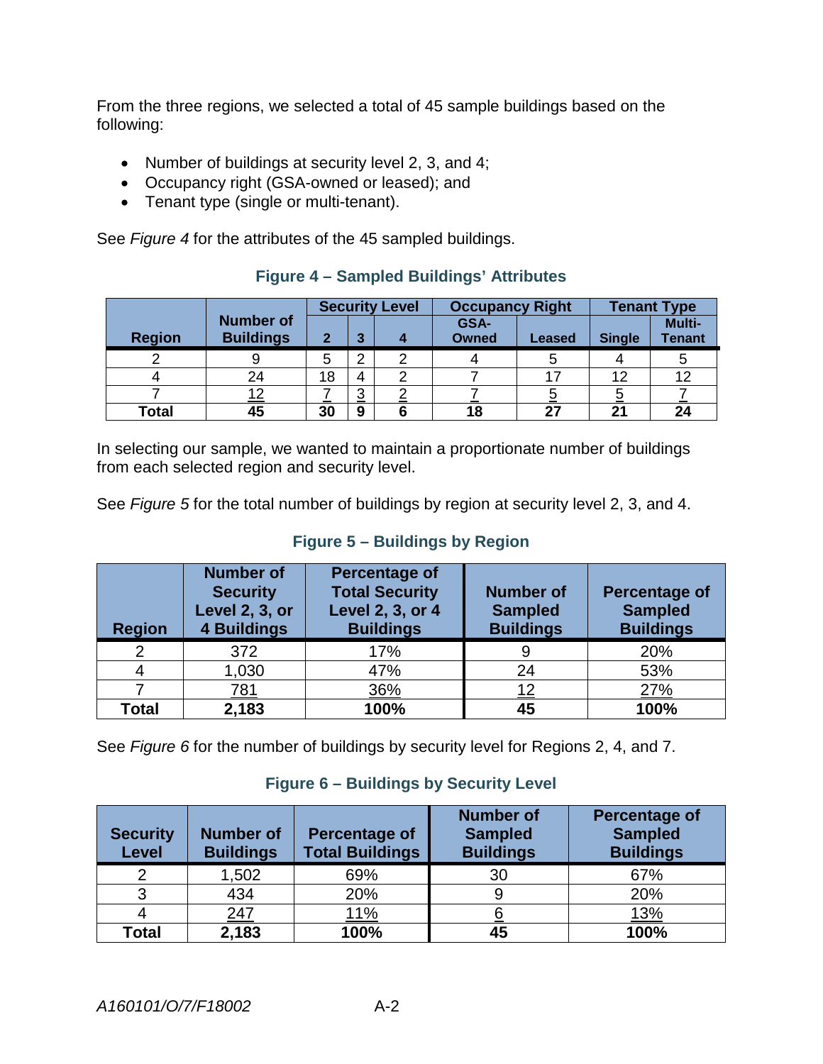From the three regions, we selected a total of 45 sample buildings based on the following:

- Number of buildings at security level 2, 3, and 4;
- Occupancy right (GSA-owned or leased); and
- Tenant type (single or multi-tenant).

See *Figure 4* for the attributes of the 45 sampled buildings.

**Figure 4 – Sampled Buildings' Attributes**

| Region | Number of Buildings | Security Level | | | Occupancy Right | | Tenant Type | |
|---|---|---|---|---|---|---|---|---|
| | | 2 | 3 | 4 | GSA-Owned | Leased | Single | Multi-Tenant |
| 2 | 9 | 5 | 2 | 2 | 4 | 5 | 4 | 5 |
| 4 | 24 | 18 | 4 | 2 | 7 | 17 | 12 | 12 |
| 7 | 12 | 7 | 3 | 2 | 7 | 5 | 5 | 7 |
| **Total** | **45** | **30** | **9** | **6** | **18** | **27** | **21** | **24** |

In selecting our sample, we wanted to maintain a proportionate number of buildings from each selected region and security level.

See *Figure 5* for the total number of buildings by region at security level 2, 3, and 4.

**Figure 5 – Buildings by Region**

| Region | Number of Security Level 2, 3, or 4 Buildings | Percentage of Total Security Level 2, 3, or 4 Buildings | Number of Sampled Buildings | Percentage of Sampled Buildings |
|---|---|---|---|---|
| 2 | 372 | 17% | 9 | 20% |
| 4 | 1,030 | 47% | 24 | 53% |
| 7 | 781 | 36% | 12 | 27% |
| **Total** | **2,183** | **100%** | **45** | **100%** |

See *Figure 6* for the number of buildings by security level for Regions 2, 4, and 7.

**Figure 6 – Buildings by Security Level**

| Security Level | Number of Buildings | Percentage of Total Buildings | Number of Sampled Buildings | Percentage of Sampled Buildings |
|---|---|---|---|---|
| 2 | 1,502 | 69% | 30 | 67% |
| 3 | 434 | 20% | 9 | 20% |
| 4 | 247 | 11% | 6 | 13% |
| **Total** | **2,183** | **100%** | **45** | **100%** |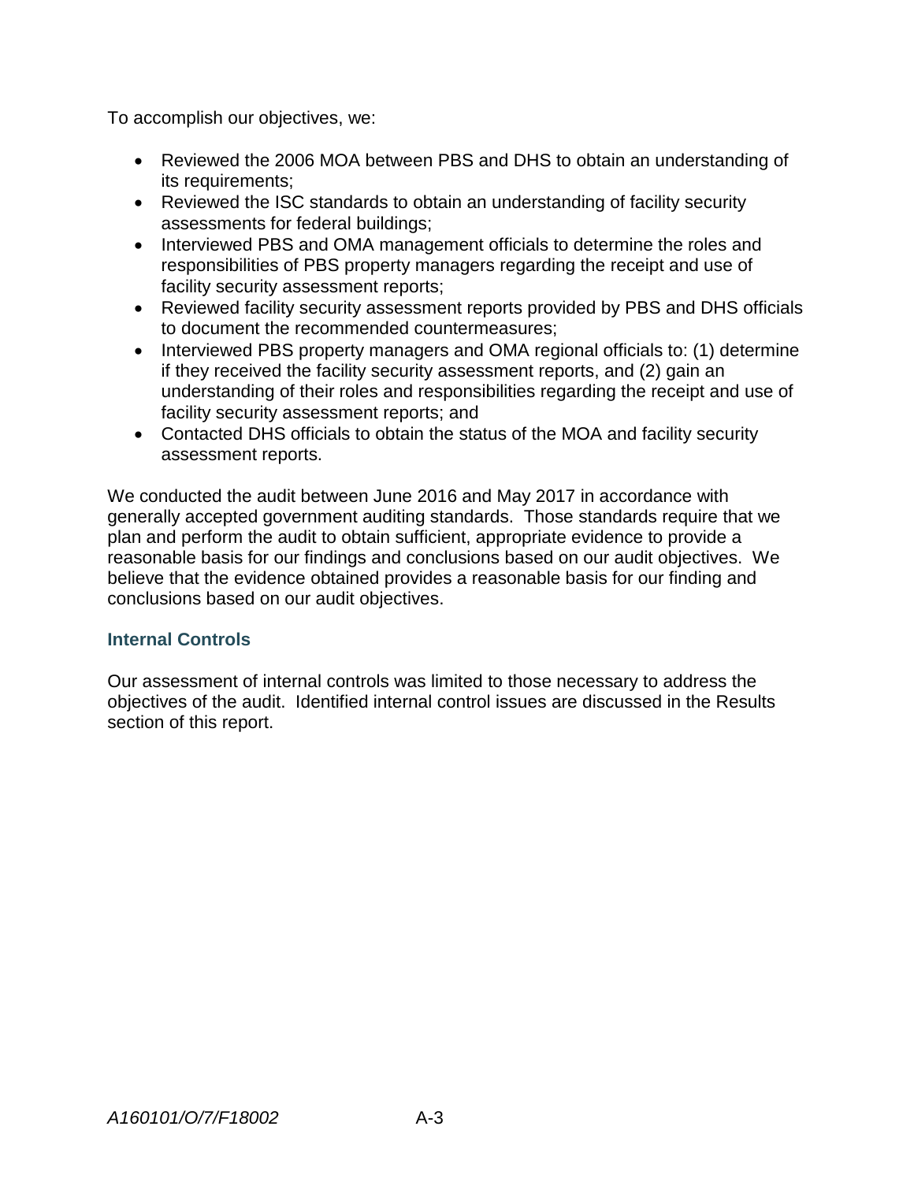To accomplish our objectives, we:

- Reviewed the 2006 MOA between PBS and DHS to obtain an understanding of its requirements;
- Reviewed the ISC standards to obtain an understanding of facility security assessments for federal buildings;
- Interviewed PBS and OMA management officials to determine the roles and responsibilities of PBS property managers regarding the receipt and use of facility security assessment reports;
- Reviewed facility security assessment reports provided by PBS and DHS officials to document the recommended countermeasures;
- Interviewed PBS property managers and OMA regional officials to: (1) determine if they received the facility security assessment reports, and (2) gain an understanding of their roles and responsibilities regarding the receipt and use of facility security assessment reports; and
- Contacted DHS officials to obtain the status of the MOA and facility security assessment reports.

We conducted the audit between June 2016 and May 2017 in accordance with generally accepted government auditing standards. Those standards require that we plan and perform the audit to obtain sufficient, appropriate evidence to provide a reasonable basis for our findings and conclusions based on our audit objectives. We believe that the evidence obtained provides a reasonable basis for our finding and conclusions based on our audit objectives.

### Internal Controls

Our assessment of internal controls was limited to those necessary to address the objectives of the audit. Identified internal control issues are discussed in the Results section of this report.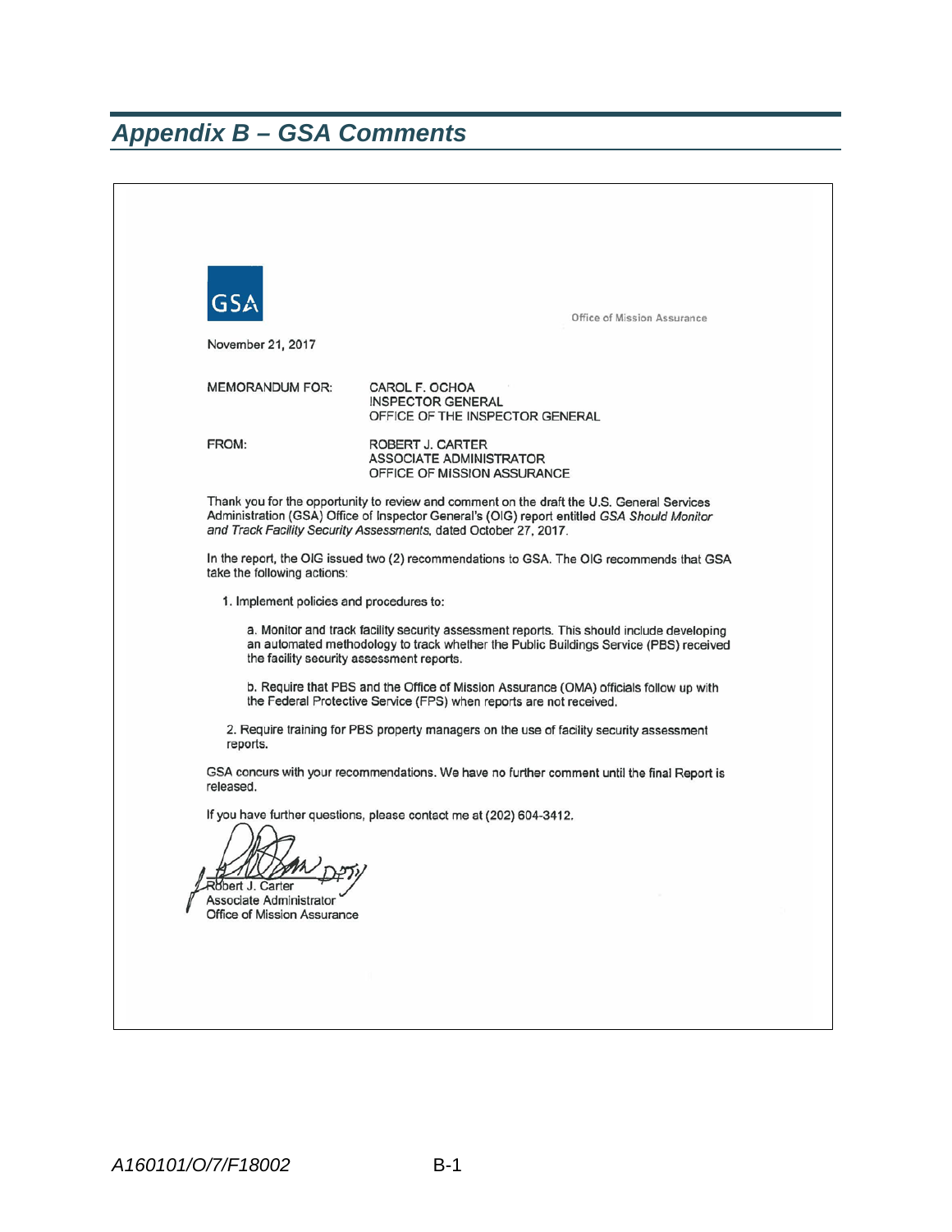# Appendix B – GSA Comments

GSA

Office of Mission Assurance

November 21, 2017

MEMORANDUM FOR: CAROL F. OCHOA
INSPECTOR GENERAL
OFFICE OF THE INSPECTOR GENERAL

FROM: ROBERT J. CARTER
ASSOCIATE ADMINISTRATOR
OFFICE OF MISSION ASSURANCE

Thank you for the opportunity to review and comment on the draft the U.S. General Services Administration (GSA) Office of Inspector General's (OIG) report entitled *GSA Should Monitor and Track Facility Security Assessments*, dated October 27, 2017.

In the report, the OIG issued two (2) recommendations to GSA. The OIG recommends that GSA take the following actions:

1. Implement policies and procedures to:

   a. Monitor and track facility security assessment reports. This should include developing an automated methodology to track whether the Public Buildings Service (PBS) received the facility security assessment reports.

   b. Require that PBS and the Office of Mission Assurance (OMA) officials follow up with the Federal Protective Service (FPS) when reports are not received.

2. Require training for PBS property managers on the use of facility security assessment reports.

GSA concurs with your recommendations. We have no further comment until the final Report is released.

If you have further questions, please contact me at (202) 604-3412.

Robert J. Carter
Associate Administrator
Office of Mission Assurance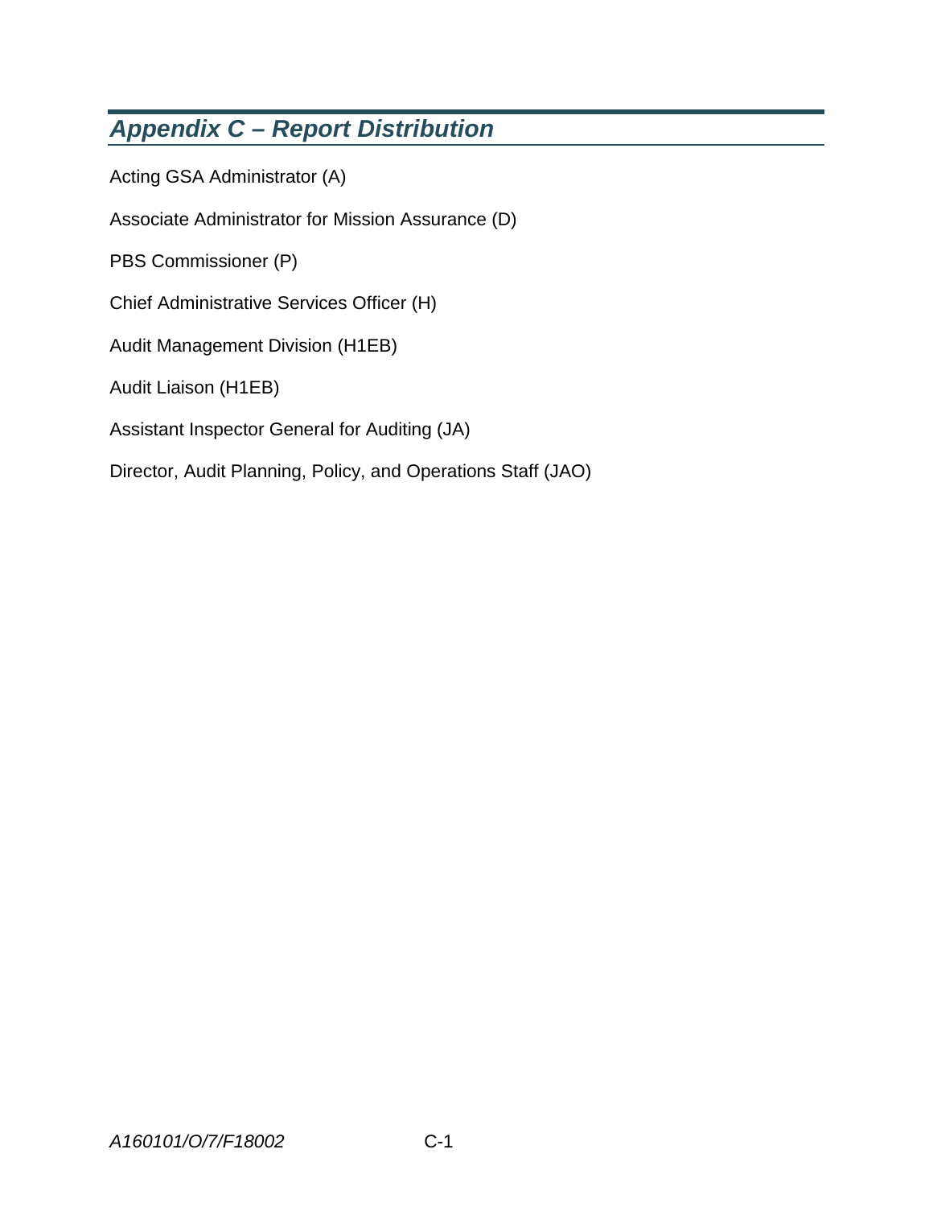## *Appendix C – Report Distribution*

Acting GSA Administrator (A)

Associate Administrator for Mission Assurance (D)

PBS Commissioner (P)

Chief Administrative Services Officer (H)

Audit Management Division (H1EB)

Audit Liaison (H1EB)

Assistant Inspector General for Auditing (JA)

Director, Audit Planning, Policy, and Operations Staff (JAO)